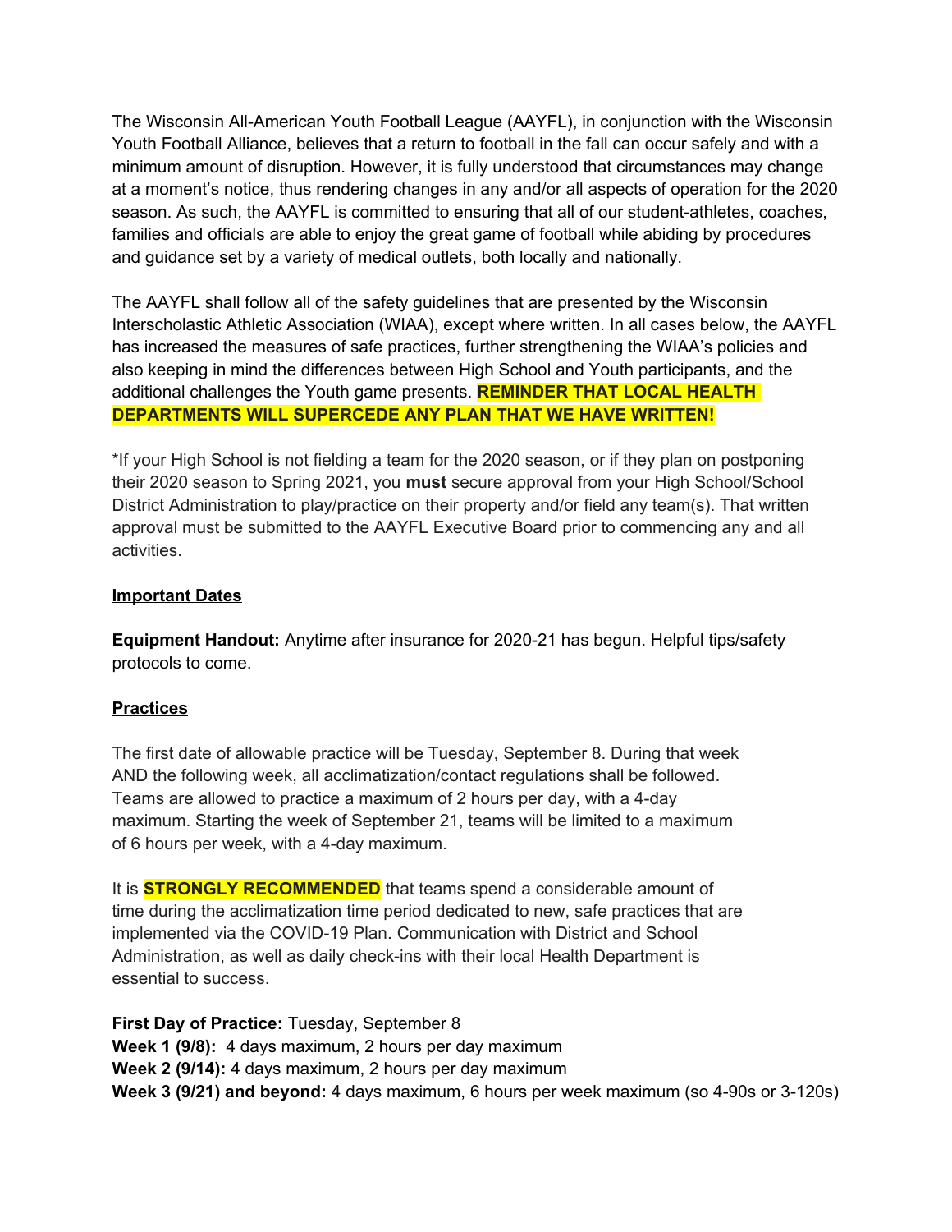The Wisconsin All-American Youth Football League (AAYFL), in conjunction with the Wisconsin Youth Football Alliance, believes that a return to football in the fall can occur safely and with a minimum amount of disruption. However, it is fully understood that circumstances may change at a moment's notice, thus rendering changes in any and/or all aspects of operation for the 2020 season. As such, the AAYFL is committed to ensuring that all of our student-athletes, coaches, families and officials are able to enjoy the great game of football while abiding by procedures and guidance set by a variety of medical outlets, both locally and nationally.

The AAYFL shall follow all of the safety guidelines that are presented by the Wisconsin Interscholastic Athletic Association (WIAA), except where written. In all cases below, the AAYFL has increased the measures of safe practices, further strengthening the WIAA's policies and also keeping in mind the differences between High School and Youth participants, and the additional challenges the Youth game presents. **REMINDER THAT LOCAL HEALTH DEPARTMENTS WILL SUPERCEDE ANY PLAN THAT WE HAVE WRITTEN!**

*If your High School is not fielding a team for the 2020 season, or if they plan on postponing their 2020 season to Spring 2021, you **must** secure approval from your High School/School District Administration to play/practice on their property and/or field any team(s). That written approval must be submitted to the AAYFL Executive Board prior to commencing any and all activities.

## Important Dates

**Equipment Handout:** Anytime after insurance for 2020-21 has begun. Helpful tips/safety protocols to come.

## Practices

The first date of allowable practice will be Tuesday, September 8. During that week AND the following week, all acclimatization/contact regulations shall be followed. Teams are allowed to practice a maximum of 2 hours per day, with a 4-day maximum. Starting the week of September 21, teams will be limited to a maximum of 6 hours per week, with a 4-day maximum.

It is **STRONGLY RECOMMENDED** that teams spend a considerable amount of time during the acclimatization time period dedicated to new, safe practices that are implemented via the COVID-19 Plan. Communication with District and School Administration, as well as daily check-ins with their local Health Department is essential to success.

**First Day of Practice:** Tuesday, September 8
**Week 1 (9/8):** 4 days maximum, 2 hours per day maximum
**Week 2 (9/14):** 4 days maximum, 2 hours per day maximum
**Week 3 (9/21) and beyond:** 4 days maximum, 6 hours per week maximum (so 4-90s or 3-120s)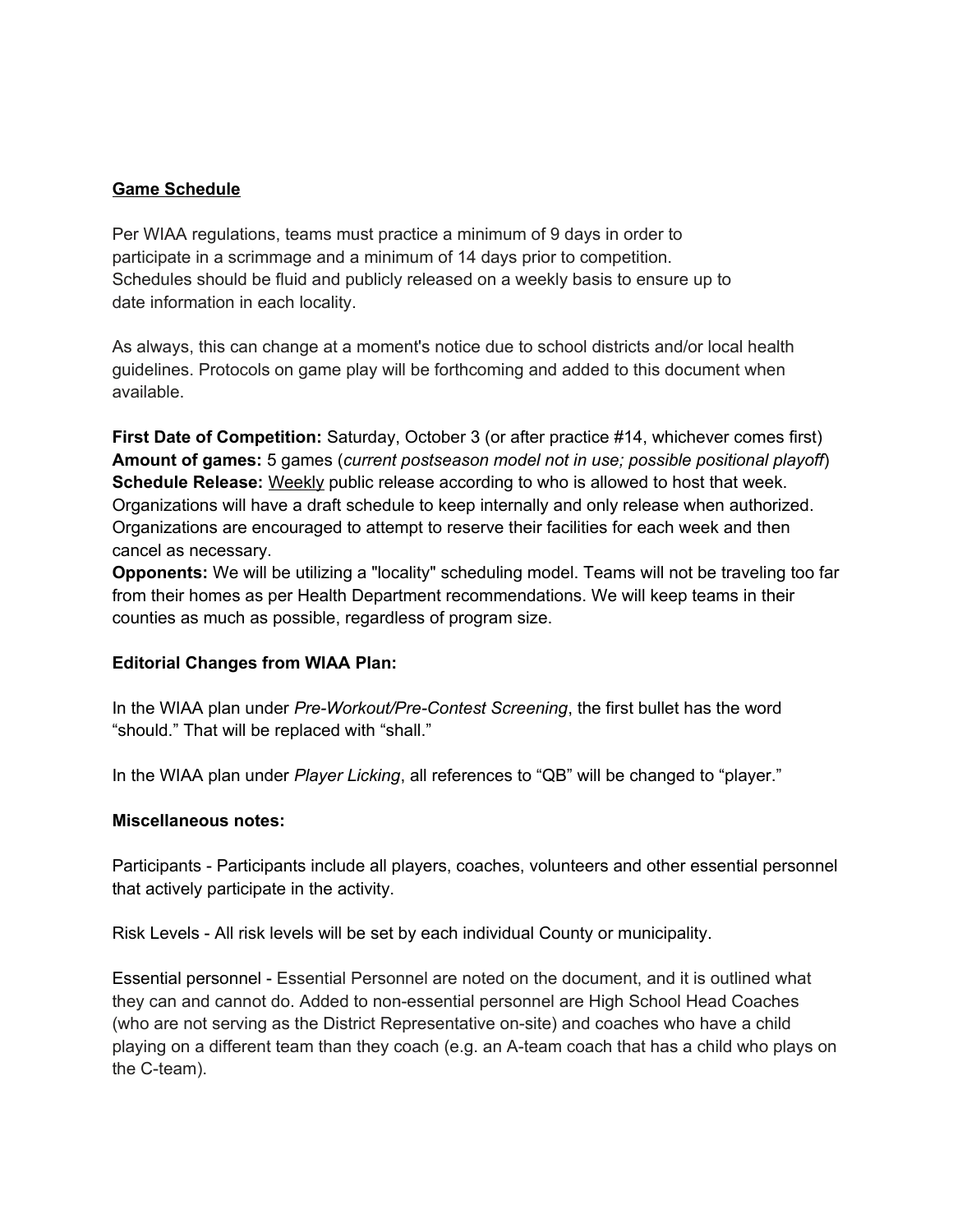## Game Schedule

Per WIAA regulations, teams must practice a minimum of 9 days in order to participate in a scrimmage and a minimum of 14 days prior to competition. Schedules should be fluid and publicly released on a weekly basis to ensure up to date information in each locality.

As always, this can change at a moment's notice due to school districts and/or local health guidelines. Protocols on game play will be forthcoming and added to this document when available.

**First Date of Competition:** Saturday, October 3 (or after practice #14, whichever comes first)
**Amount of games:** 5 games (*current postseason model not in use; possible positional playoff*)
**Schedule Release:** Weekly public release according to who is allowed to host that week. Organizations will have a draft schedule to keep internally and only release when authorized. Organizations are encouraged to attempt to reserve their facilities for each week and then cancel as necessary.
**Opponents:** We will be utilizing a "locality" scheduling model. Teams will not be traveling too far from their homes as per Health Department recommendations. We will keep teams in their counties as much as possible, regardless of program size.

**Editorial Changes from WIAA Plan:**

In the WIAA plan under *Pre-Workout/Pre-Contest Screening*, the first bullet has the word "should." That will be replaced with "shall."

In the WIAA plan under *Player Licking*, all references to "QB" will be changed to "player."

**Miscellaneous notes:**

Participants - Participants include all players, coaches, volunteers and other essential personnel that actively participate in the activity.

Risk Levels - All risk levels will be set by each individual County or municipality.

Essential personnel - Essential Personnel are noted on the document, and it is outlined what they can and cannot do. Added to non-essential personnel are High School Head Coaches (who are not serving as the District Representative on-site) and coaches who have a child playing on a different team than they coach (e.g. an A-team coach that has a child who plays on the C-team).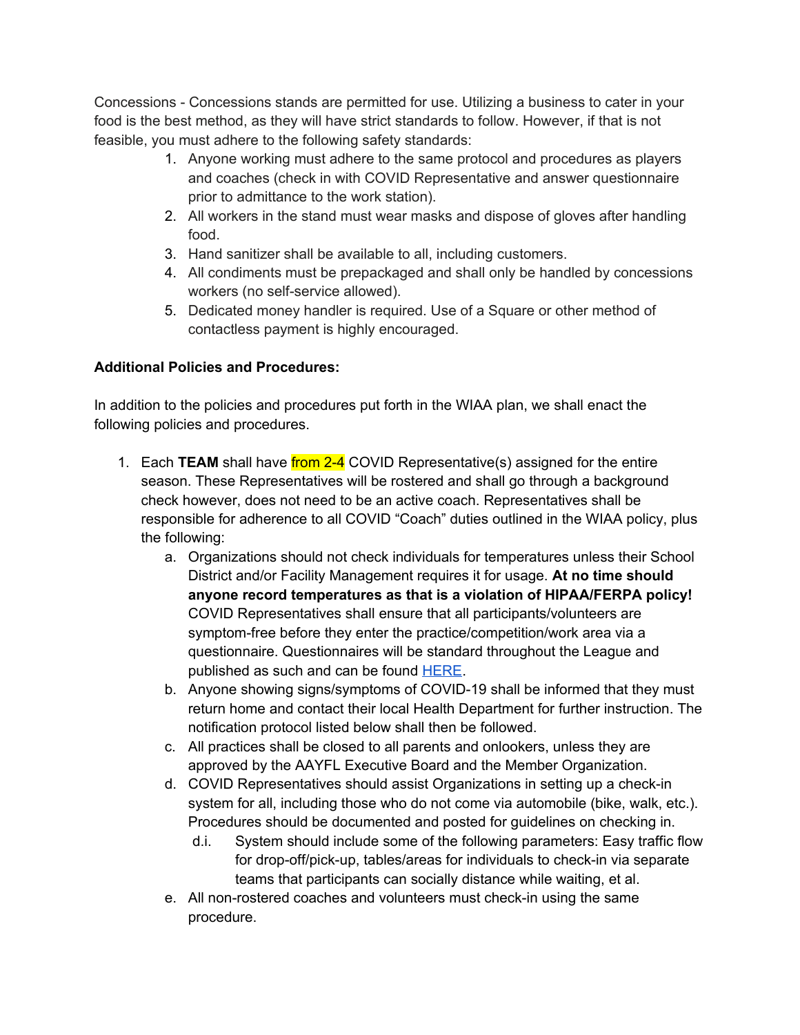Concessions - Concessions stands are permitted for use. Utilizing a business to cater in your food is the best method, as they will have strict standards to follow. However, if that is not feasible, you must adhere to the following safety standards:

1. Anyone working must adhere to the same protocol and procedures as players and coaches (check in with COVID Representative and answer questionnaire prior to admittance to the work station).
2. All workers in the stand must wear masks and dispose of gloves after handling food.
3. Hand sanitizer shall be available to all, including customers.
4. All condiments must be prepackaged and shall only be handled by concessions workers (no self-service allowed).
5. Dedicated money handler is required. Use of a Square or other method of contactless payment is highly encouraged.

**Additional Policies and Procedures:**

In addition to the policies and procedures put forth in the WIAA plan, we shall enact the following policies and procedures.

1. Each **TEAM** shall have from 2-4 COVID Representative(s) assigned for the entire season. These Representatives will be rostered and shall go through a background check however, does not need to be an active coach. Representatives shall be responsible for adherence to all COVID "Coach" duties outlined in the WIAA policy, plus the following:
   a. Organizations should not check individuals for temperatures unless their School District and/or Facility Management requires it for usage. **At no time should anyone record temperatures as that is a violation of HIPAA/FERPA policy!** COVID Representatives shall ensure that all participants/volunteers are symptom-free before they enter the practice/competition/work area via a questionnaire. Questionnaires will be standard throughout the League and published as such and can be found [HERE](#).
   b. Anyone showing signs/symptoms of COVID-19 shall be informed that they must return home and contact their local Health Department for further instruction. The notification protocol listed below shall then be followed.
   c. All practices shall be closed to all parents and onlookers, unless they are approved by the AAYFL Executive Board and the Member Organization.
   d. COVID Representatives should assist Organizations in setting up a check-in system for all, including those who do not come via automobile (bike, walk, etc.). Procedures should be documented and posted for guidelines on checking in.
      d.i. System should include some of the following parameters: Easy traffic flow for drop-off/pick-up, tables/areas for individuals to check-in via separate teams that participants can socially distance while waiting, et al.
   e. All non-rostered coaches and volunteers must check-in using the same procedure.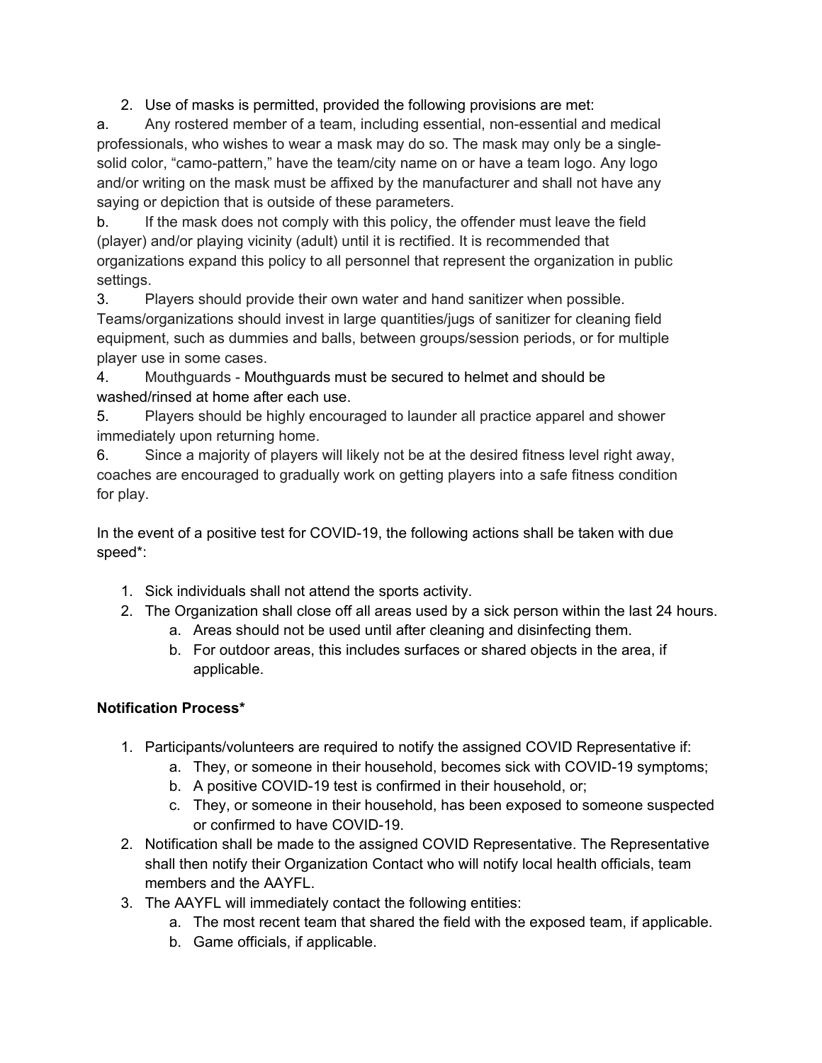2. Use of masks is permitted, provided the following provisions are met:

a. Any rostered member of a team, including essential, non-essential and medical professionals, who wishes to wear a mask may do so. The mask may only be a single-solid color, "camo-pattern," have the team/city name on or have a team logo. Any logo and/or writing on the mask must be affixed by the manufacturer and shall not have any saying or depiction that is outside of these parameters.

b. If the mask does not comply with this policy, the offender must leave the field (player) and/or playing vicinity (adult) until it is rectified. It is recommended that organizations expand this policy to all personnel that represent the organization in public settings.

3. Players should provide their own water and hand sanitizer when possible. Teams/organizations should invest in large quantities/jugs of sanitizer for cleaning field equipment, such as dummies and balls, between groups/session periods, or for multiple player use in some cases.

4. Mouthguards - Mouthguards must be secured to helmet and should be washed/rinsed at home after each use.

5. Players should be highly encouraged to launder all practice apparel and shower immediately upon returning home.

6. Since a majority of players will likely not be at the desired fitness level right away, coaches are encouraged to gradually work on getting players into a safe fitness condition for play.

In the event of a positive test for COVID-19, the following actions shall be taken with due speed*:

1. Sick individuals shall not attend the sports activity.
2. The Organization shall close off all areas used by a sick person within the last 24 hours.
   a. Areas should not be used until after cleaning and disinfecting them.
   b. For outdoor areas, this includes surfaces or shared objects in the area, if applicable.

**Notification Process***

1. Participants/volunteers are required to notify the assigned COVID Representative if:
   a. They, or someone in their household, becomes sick with COVID-19 symptoms;
   b. A positive COVID-19 test is confirmed in their household, or;
   c. They, or someone in their household, has been exposed to someone suspected or confirmed to have COVID-19.
2. Notification shall be made to the assigned COVID Representative. The Representative shall then notify their Organization Contact who will notify local health officials, team members and the AAYFL.
3. The AAYFL will immediately contact the following entities:
   a. The most recent team that shared the field with the exposed team, if applicable.
   b. Game officials, if applicable.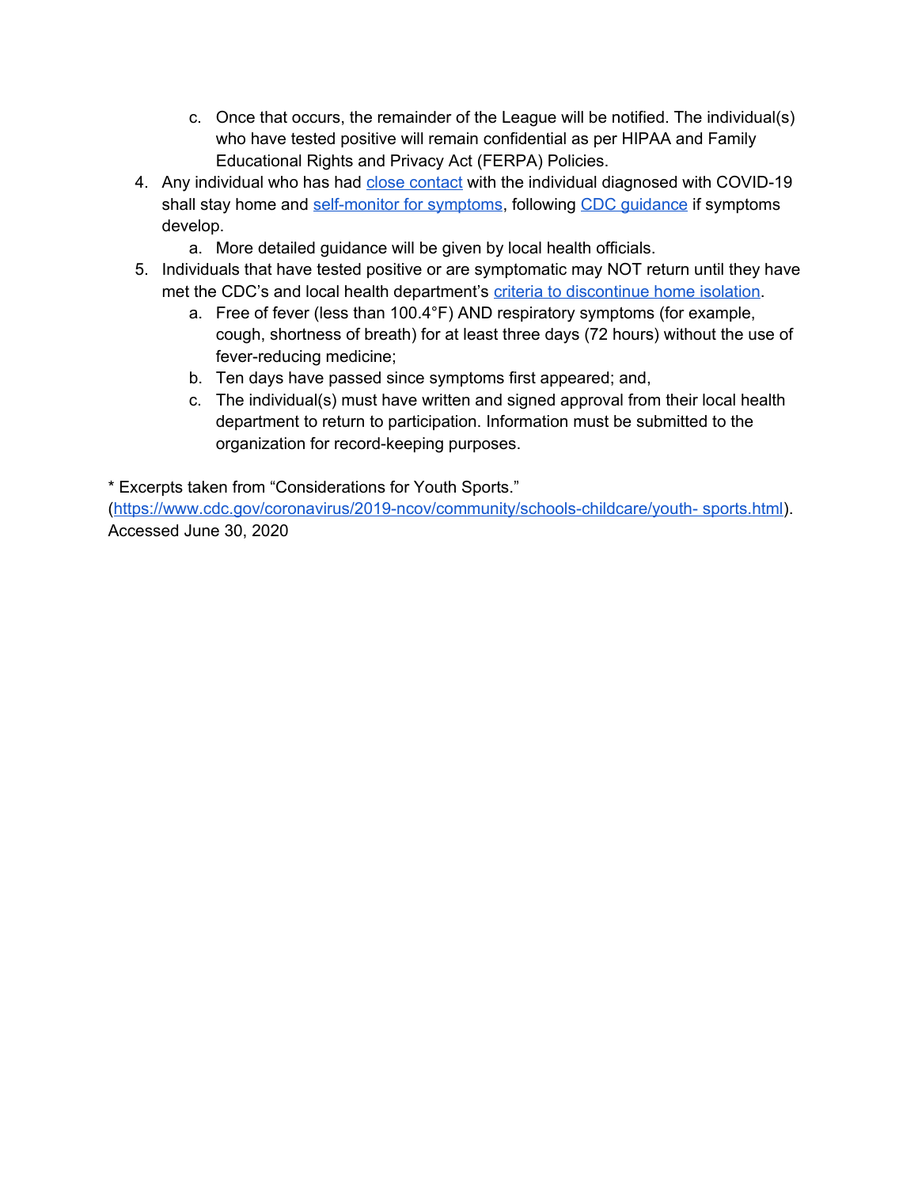c. Once that occurs, the remainder of the League will be notified. The individual(s) who have tested positive will remain confidential as per HIPAA and Family Educational Rights and Privacy Act (FERPA) Policies.

4. Any individual who has had [close contact]() with the individual diagnosed with COVID-19 shall stay home and [self-monitor for symptoms](), following [CDC guidance]() if symptoms develop.
   a. More detailed guidance will be given by local health officials.
5. Individuals that have tested positive or are symptomatic may NOT return until they have met the CDC's and local health department's [criteria to discontinue home isolation]().
   a. Free of fever (less than 100.4°F) AND respiratory symptoms (for example, cough, shortness of breath) for at least three days (72 hours) without the use of fever-reducing medicine;
   b. Ten days have passed since symptoms first appeared; and,
   c. The individual(s) must have written and signed approval from their local health department to return to participation. Information must be submitted to the organization for record-keeping purposes.

* Excerpts taken from "Considerations for Youth Sports." (https://www.cdc.gov/coronavirus/2019-ncov/community/schools-childcare/youth- sports.html). Accessed June 30, 2020